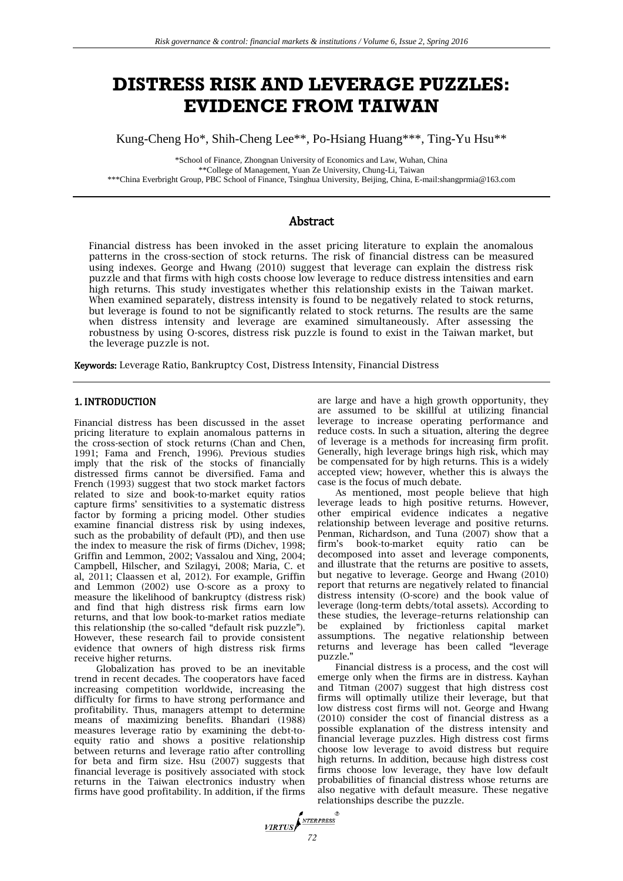# DISTRESS RISK AND LEVERAGE PUZZLES: EVIDENCE FROM TAIWAN

Kung-Cheng Ho*, Shih-Cheng Lee**, Po-Hsiang Huang***, Ting-Yu Hsu**

*School of Finance, Zhongnan University of Economics and Law, Wuhan, China
**College of Management, Yuan Ze University, Chung-Li, Taiwan
***China Everbright Group, PBC School of Finance, Tsinghua University, Beijing, China, E-mail:shangprmia@163.com

## Abstract

Financial distress has been invoked in the asset pricing literature to explain the anomalous patterns in the cross-section of stock returns. The risk of financial distress can be measured using indexes. George and Hwang (2010) suggest that leverage can explain the distress risk puzzle and that firms with high costs choose low leverage to reduce distress intensities and earn high returns. This study investigates whether this relationship exists in the Taiwan market. When examined separately, distress intensity is found to be negatively related to stock returns, but leverage is found to not be significantly related to stock returns. The results are the same when distress intensity and leverage are examined simultaneously. After assessing the robustness by using O-scores, distress risk puzzle is found to exist in the Taiwan market, but the leverage puzzle is not.

**Keywords:** Leverage Ratio, Bankruptcy Cost, Distress Intensity, Financial Distress

## 1. INTRODUCTION

Financial distress has been discussed in the asset pricing literature to explain anomalous patterns in the cross-section of stock returns (Chan and Chen, 1991; Fama and French, 1996). Previous studies imply that the risk of the stocks of financially distressed firms cannot be diversified. Fama and French (1993) suggest that two stock market factors related to size and book-to-market equity ratios capture firms' sensitivities to a systematic distress factor by forming a pricing model. Other studies examine financial distress risk by using indexes, such as the probability of default (PD), and then use the index to measure the risk of firms (Dichev, 1998; Griffin and Lemmon, 2002; Vassalou and Xing, 2004; Campbell, Hilscher, and Szilagyi, 2008; Maria, C. et al, 2011; Claassen et al, 2012). For example, Griffin and Lemmon (2002) use O-score as a proxy to measure the likelihood of bankruptcy (distress risk) and find that high distress risk firms earn low returns, and that low book-to-market ratios mediate this relationship (the so-called "default risk puzzle"). However, these research fail to provide consistent evidence that owners of high distress risk firms receive higher returns.

Globalization has proved to be an inevitable trend in recent decades. The cooperators have faced increasing competition worldwide, increasing the difficulty for firms to have strong performance and profitability. Thus, managers attempt to determine means of maximizing benefits. Bhandari (1988) measures leverage ratio by examining the debt-to-equity ratio and shows a positive relationship between returns and leverage ratio after controlling for beta and firm size. Hsu (2007) suggests that financial leverage is positively associated with stock returns in the Taiwan electronics industry when firms have good profitability. In addition, if the firms are large and have a high growth opportunity, they are assumed to be skillful at utilizing financial leverage to increase operating performance and reduce costs. In such a situation, altering the degree of leverage is a methods for increasing firm profit. Generally, high leverage brings high risk, which may be compensated for by high returns. This is a widely accepted view; however, whether this is always the case is the focus of much debate.

As mentioned, most people believe that high leverage leads to high positive returns. However, other empirical evidence indicates a negative relationship between leverage and positive returns. Penman, Richardson, and Tuna (2007) show that a firm's book-to-market equity ratio can be decomposed into asset and leverage components, and illustrate that the returns are positive to assets, but negative to leverage. George and Hwang (2010) report that returns are negatively related to financial distress intensity (O-score) and the book value of leverage (long-term debts/total assets). According to these studies, the leverage–returns relationship can be explained by frictionless capital market assumptions. The negative relationship between returns and leverage has been called "leverage puzzle."

Financial distress is a process, and the cost will emerge only when the firms are in distress. Kayhan and Titman (2007) suggest that high distress cost firms will optimally utilize their leverage, but that low distress cost firms will not. George and Hwang (2010) consider the cost of financial distress as a possible explanation of the distress intensity and financial leverage puzzles. High distress cost firms choose low leverage to avoid distress but require high returns. In addition, because high distress cost firms choose low leverage, they have low default probabilities of financial distress whose returns are also negative with default measure. These negative relationships describe the puzzle.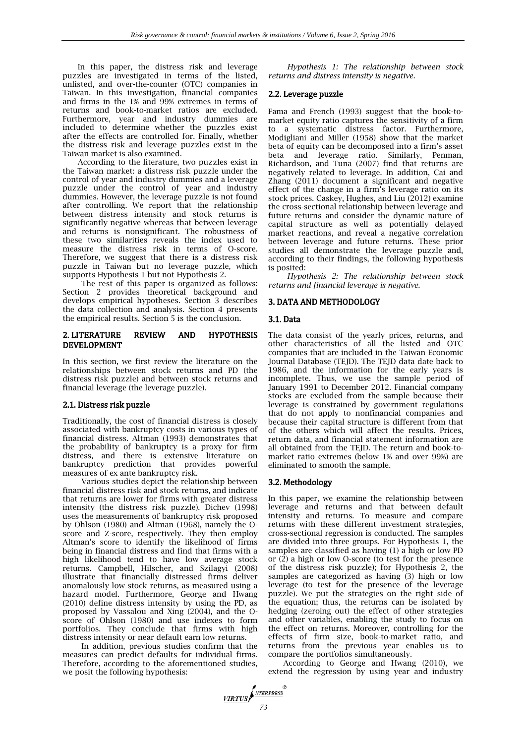In this paper, the distress risk and leverage puzzles are investigated in terms of the listed, unlisted, and over-the-counter (OTC) companies in Taiwan. In this investigation, financial companies and firms in the 1% and 99% extremes in terms of returns and book-to-market ratios are excluded. Furthermore, year and industry dummies are included to determine whether the puzzles exist after the effects are controlled for. Finally, whether the distress risk and leverage puzzles exist in the Taiwan market is also examined.

According to the literature, two puzzles exist in the Taiwan market: a distress risk puzzle under the control of year and industry dummies and a leverage puzzle under the control of year and industry dummies. However, the leverage puzzle is not found after controlling. We report that the relationship between distress intensity and stock returns is significantly negative whereas that between leverage and returns is nonsignificant. The robustness of these two similarities reveals the index used to measure the distress risk in terms of O-score. Therefore, we suggest that there is a distress risk puzzle in Taiwan but no leverage puzzle, which supports Hypothesis 1 but not Hypothesis 2.

The rest of this paper is organized as follows: Section 2 provides theoretical background and develops empirical hypotheses. Section 3 describes the data collection and analysis. Section 4 presents the empirical results. Section 5 is the conclusion.

## 2. LITERATURE REVIEW AND HYPOTHESIS DEVELOPMENT

In this section, we first review the literature on the relationships between stock returns and PD (the distress risk puzzle) and between stock returns and financial leverage (the leverage puzzle).

### 2.1. Distress risk puzzle

Traditionally, the cost of financial distress is closely associated with bankruptcy costs in various types of financial distress. Altman (1993) demonstrates that the probability of bankruptcy is a proxy for firm distress, and there is extensive literature on bankruptcy prediction that provides powerful measures of ex ante bankruptcy risk.

Various studies depict the relationship between financial distress risk and stock returns, and indicate that returns are lower for firms with greater distress intensity (the distress risk puzzle). Dichev (1998) uses the measurements of bankruptcy risk proposed by Ohlson (1980) and Altman (1968), namely the O-score and Z-score, respectively. They then employ Altman's score to identify the likelihood of firms being in financial distress and find that firms with a high likelihood tend to have low average stock returns. Campbell, Hilscher, and Szilagyi (2008) illustrate that financially distressed firms deliver anomalously low stock returns, as measured using a hazard model. Furthermore, George and Hwang (2010) define distress intensity by using the PD, as proposed by Vassalou and Xing (2004), and the O-score of Ohlson (1980) and use indexes to form portfolios. They conclude that firms with high distress intensity or near default earn low returns.

In addition, previous studies confirm that the measures can predict defaults for individual firms. Therefore, according to the aforementioned studies, we posit the following hypothesis:

*Hypothesis 1: The relationship between stock returns and distress intensity is negative.*

### 2.2. Leverage puzzle

Fama and French (1993) suggest that the book-to-market equity ratio captures the sensitivity of a firm to a systematic distress factor. Furthermore, Modigliani and Miller (1958) show that the market beta of equity can be decomposed into a firm's asset beta and leverage ratio. Similarly, Penman, Richardson, and Tuna (2007) find that returns are negatively related to leverage. In addition, Cai and Zhang (2011) document a significant and negative effect of the change in a firm's leverage ratio on its stock prices. Caskey, Hughes, and Liu (2012) examine the cross-sectional relationship between leverage and future returns and consider the dynamic nature of capital structure as well as potentially delayed market reactions, and reveal a negative correlation between leverage and future returns. These prior studies all demonstrate the leverage puzzle and, according to their findings, the following hypothesis is posited:

*Hypothesis 2: The relationship between stock returns and financial leverage is negative.*

## 3. DATA AND METHODOLOGY

### 3.1. Data

The data consist of the yearly prices, returns, and other characteristics of all the listed and OTC companies that are included in the Taiwan Economic Journal Database (TEJD). The TEJD data date back to 1986, and the information for the early years is incomplete. Thus, we use the sample period of January 1991 to December 2012. Financial company stocks are excluded from the sample because their leverage is constrained by government regulations that do not apply to nonfinancial companies and because their capital structure is different from that of the others which will affect the results. Prices, return data, and financial statement information are all obtained from the TEJD. The return and book-to-market ratio extremes (below 1% and over 99%) are eliminated to smooth the sample.

### 3.2. Methodology

In this paper, we examine the relationship between leverage and returns and that between default intensity and returns. To measure and compare returns with these different investment strategies, cross-sectional regression is conducted. The samples are divided into three groups. For Hypothesis 1, the samples are classified as having (1) a high or low PD or (2) a high or low O-score (to test for the presence of the distress risk puzzle); for Hypothesis 2, the samples are categorized as having (3) high or low leverage (to test for the presence of the leverage puzzle). We put the strategies on the right side of the equation; thus, the returns can be isolated by hedging (zeroing out) the effect of other strategies and other variables, enabling the study to focus on the effect on returns. Moreover, controlling for the effects of firm size, book-to-market ratio, and returns from the previous year enables us to compare the portfolios simultaneously.

According to George and Hwang (2010), we extend the regression by using year and industry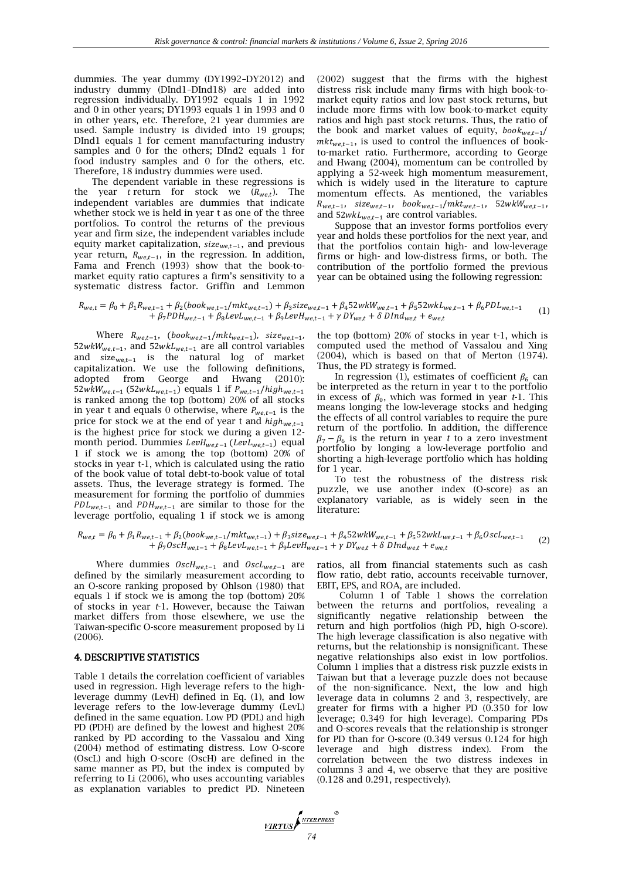dummies. The year dummy (DY1992–DY2012) and industry dummy (DInd1–DInd18) are added into regression individually. DY1992 equals 1 in 1992 and 0 in other years; DY1993 equals 1 in 1993 and 0 in other years, etc. Therefore, 21 year dummies are used. Sample industry is divided into 19 groups; DInd1 equals 1 for cement manufacturing industry samples and 0 for the others; DInd2 equals 1 for food industry samples and 0 for the others, etc. Therefore, 18 industry dummies were used.

The dependent variable in these regressions is the year *t* return for stock we ($R_{we,t}$). The independent variables are dummies that indicate whether stock we is held in year t as one of the three portfolios. To control the returns of the previous year and firm size, the independent variables include equity market capitalization, $size_{we,t-1}$, and previous year return, $R_{we,t-1}$, in the regression. In addition, Fama and French (1993) show that the book-to-market equity ratio captures a firm's sensitivity to a systematic distress factor. Griffin and Lemmon (2002) suggest that the firms with the highest distress risk include many firms with high book-to-market equity ratios and low past stock returns, but include more firms with low book-to-market equity ratios and high past stock returns. Thus, the ratio of the book and market values of equity, $book_{we,t-1}/mkt_{we,t-1}$, is used to control the influences of book-to-market ratio. Furthermore, according to George and Hwang (2004), momentum can be controlled by applying a 52-week high momentum measurement, which is widely used in the literature to capture momentum effects. As mentioned, the variables $R_{we,t-1}$, $size_{we,t-1}$, $book_{we,t-1}/mkt_{we,t-1}$, $52wkW_{we,t-1}$, and $52wkL_{we,t-1}$ are control variables.

Suppose that an investor forms portfolios every year and holds these portfolios for the next year, and that the portfolios contain high- and low-leverage firms or high- and low-distress firms, or both. The contribution of the portfolio formed the previous year can be obtained using the following regression:

$$R_{we,t} = \beta_0 + \beta_1 R_{we,t-1} + \beta_2 (book_{we,t-1}/mkt_{we,t-1}) + \beta_3 size_{we,t-1} + \beta_4 52wkW_{we,t-1} + \beta_5 52wkL_{we,t-1} + \beta_6 PDL_{we,t-1} + \beta_7 PDH_{we,t-1} + \beta_8 LevL_{we,t-1} + \beta_9 LevH_{we,t-1} + \gamma\, DY_{we,t} + \delta\, DInd_{we,t} + e_{we,t} \tag{1}$$

Where $R_{we,t-1}$, $(book_{we,t-1}/mkt_{we,t-1})$, $size_{we,t-1}$, $52wkW_{we,t-1}$, and $52wkL_{we,t-1}$ are all control variables and $size_{we,t-1}$ is the natural log of market capitalization. We use the following definitions, adopted from George and Hwang (2010): $52wkW_{we,t-1}$ ($52wkL_{we,t-1}$) equals 1 if $P_{we,t-1}/high_{we,t-1}$ is ranked among the top (bottom) 20% of all stocks in year t and equals 0 otherwise, where $P_{we,t-1}$ is the price for stock we at the end of year t and $high_{we,t-1}$ is the highest price for stock we during a given 12-month period. Dummies $LevH_{we,t-1}$ ($LevL_{we,t-1}$) equal 1 if stock we is among the top (bottom) 20% of stocks in year t-1, which is calculated using the ratio of the book value of total debt-to-book value of total assets. Thus, the leverage strategy is formed. The measurement for forming the portfolio of dummies $PDL_{we,t-1}$ and $PDH_{we,t-1}$ are similar to those for the leverage portfolio, equaling 1 if stock we is among the top (bottom) 20% of stocks in year t-1, which is computed used the method of Vassalou and Xing (2004), which is based on that of Merton (1974). Thus, the PD strategy is formed.

In regression (1), estimates of coefficient $\beta_6$ can be interpreted as the return in year t to the portfolio in excess of $\beta_0$, which was formed in year *t*-1. This means longing the low-leverage stocks and hedging the effects of all control variables to require the pure return of the portfolio. In addition, the difference $\beta_7 - \beta_6$ is the return in year *t* to a zero investment portfolio by longing a low-leverage portfolio and shorting a high-leverage portfolio which has holding for 1 year.

To test the robustness of the distress risk puzzle, we use another index (O-score) as an explanatory variable, as is widely seen in the literature:

$$R_{we,t} = \beta_0 + \beta_1 R_{we,t-1} + \beta_2 (book_{we,t-1}/mkt_{we,t-1}) + \beta_3 size_{we,t-1} + \beta_4 52wkW_{we,t-1} + \beta_5 52wkL_{we,t-1} + \beta_6 OscL_{we,t-1} + \beta_7 OscH_{we,t-1} + \beta_8 LevL_{we,t-1} + \beta_9 LevH_{we,t-1} + \gamma\, DY_{we,t} + \delta\, DInd_{we,t} + e_{we,t} \tag{2}$$

Where dummies $OscH_{we,t-1}$ and $OscL_{we,t-1}$ are defined by the similarly measurement according to an O-score ranking proposed by Ohlson (1980) that equals 1 if stock we is among the top (bottom) 20% of stocks in year *t*-1. However, because the Taiwan market differs from those elsewhere, we use the Taiwan-specific O-score measurement proposed by Li (2006).

## 4. DESCRIPTIVE STATISTICS

Table 1 details the correlation coefficient of variables used in regression. High leverage refers to the high-leverage dummy (LevH) defined in Eq. (1), and low leverage refers to the low-leverage dummy (LevL) defined in the same equation. Low PD (PDL) and high PD (PDH) are defined by the lowest and highest 20% ranked by PD according to the Vassalou and Xing (2004) method of estimating distress. Low O-score (OscL) and high O-score (OscH) are defined in the same manner as PD, but the index is computed by referring to Li (2006), who uses accounting variables as explanation variables to predict PD. Nineteen ratios, all from financial statements such as cash flow ratio, debt ratio, accounts receivable turnover, EBIT, EPS, and ROA, are included.

Column 1 of Table 1 shows the correlation between the returns and portfolios, revealing a significantly negative relationship between the return and high portfolios (high PD, high O-score). The high leverage classification is also negative with returns, but the relationship is nonsignificant. These negative relationships also exist in low portfolios. Column 1 implies that a distress risk puzzle exists in Taiwan but that a leverage puzzle does not because of the non-significance. Next, the low and high leverage data in columns 2 and 3, respectively, are greater for firms with a higher PD (0.350 for low leverage; 0.349 for high leverage). Comparing PDs and O-scores reveals that the relationship is stronger for PD than for O-score (0.349 versus 0.124 for high leverage and high distress index). From the correlation between the two distress indexes in columns 3 and 4, we observe that they are positive (0.128 and 0.291, respectively).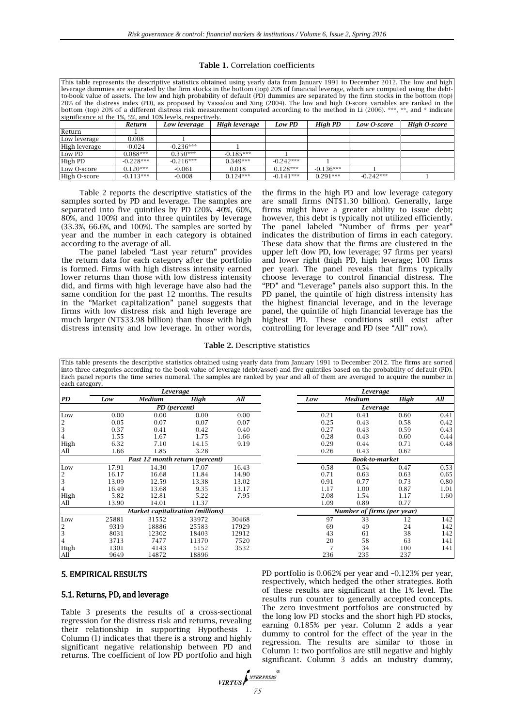**Table 1.** Correlation coefficients

This table represents the descriptive statistics obtained using yearly data from January 1991 to December 2012. The low and high leverage dummies are separated by the firm stocks in the bottom (top) 20% of financial leverage, which are computed using the debt-to-book value of assets. The low and high probability of default (PD) dummies are separated by the firm stocks in the bottom (top) 20% of the distress index (PD), as proposed by Vassalou and Xing (2004). The low and high O-score variables are ranked in the bottom (top) 20% of a different distress risk measurement computed according to the method in Li (2006). ***, **, and * indicate significance at the 1%, 5%, and 10% levels, respectively.

| | *Return* | *Low leverage* | *High leverage* | *Low PD* | *High PD* | *Low O-score* | *High O-score* |
|---|---|---|---|---|---|---|---|
| Return | 1 | | | | | | |
| Low leverage | 0.008 | 1 | | | | | |
| High leverage | -0.024 | -0.236*** | 1 | | | | |
| Low PD | 0.088*** | 0.350*** | -0.185*** | 1 | | | |
| High PD | -0.228*** | -0.216*** | 0.349*** | -0.242*** | 1 | | |
| Low O-score | 0.120*** | -0.061 | 0.018 | 0.128*** | -0.136*** | 1 | |
| High O-score | -0.113*** | -0.008 | 0.124*** | -0.141*** | 0.291*** | -0.242*** | 1 |

Table 2 reports the descriptive statistics of the samples sorted by PD and leverage. The samples are separated into five quintiles by PD (20%, 40%, 60%, 80%, and 100%) and into three quintiles by leverage (33.3%, 66.6%, and 100%). The samples are sorted by year and the number in each category is obtained according to the average of all.

The panel labeled "Last year return" provides the return data for each category after the portfolio is formed. Firms with high distress intensity earned lower returns than those with low distress intensity did, and firms with high leverage have also had the same condition for the past 12 months. The results in the "Market capitalization" panel suggests that firms with low distress risk and high leverage are much larger (NT$33.98 billion) than those with high distress intensity and low leverage. In other words, the firms in the high PD and low leverage category are small firms (NT$1.30 billion). Generally, large firms might have a greater ability to issue debt; however, this debt is typically not utilized efficiently. The panel labeled "Number of firms per year" indicates the distribution of firms in each category. These data show that the firms are clustered in the upper left (low PD, low leverage; 97 firms per years) and lower right (high PD, high leverage; 100 firms per year). The panel reveals that firms typically choose leverage to control financial distress. The "PD" and "Leverage" panels also support this. In the PD panel, the quintile of high distress intensity has the highest financial leverage, and in the leverage panel, the quintile of high financial leverage has the highest PD. These conditions still exist after controlling for leverage and PD (see "All" row).

**Table 2.** Descriptive statistics

This table presents the descriptive statistics obtained using yearly data from January 1991 to December 2012. The firms are sorted into three categories according to the book value of leverage (debt/asset) and five quintiles based on the probability of default (PD). Each panel reports the time series numeral. The samples are ranked by year and all of them are averaged to acquire the number in each category.

| | *Leverage* | | | | *Leverage* | | | |
|---|---|---|---|---|---|---|---|---|
| ***PD*** | ***Low*** | ***Medium*** | ***High*** | ***All*** | ***Low*** | ***Medium*** | ***High*** | ***All*** |
| | *PD (percent)* | | | | *Leverage* | | | |
| Low | 0.00 | 0.00 | 0.00 | 0.00 | 0.21 | 0.41 | 0.60 | 0.41 |
| 2 | 0.05 | 0.07 | 0.07 | 0.07 | 0.25 | 0.43 | 0.58 | 0.42 |
| 3 | 0.37 | 0.41 | 0.42 | 0.40 | 0.27 | 0.43 | 0.59 | 0.43 |
| 4 | 1.55 | 1.67 | 1.75 | 1.66 | 0.28 | 0.43 | 0.60 | 0.44 |
| High | 6.32 | 7.10 | 14.15 | 9.19 | 0.29 | 0.44 | 0.71 | 0.48 |
| All | 1.66 | 1.85 | 3.28 | | 0.26 | 0.43 | 0.62 | |
| | *Past 12 month return (percent)* | | | | *Book-to-market* | | | |
| Low | 17.91 | 14.30 | 17.07 | 16.43 | 0.58 | 0.54 | 0.47 | 0.53 |
| 2 | 16.17 | 16.68 | 11.84 | 14.90 | 0.71 | 0.63 | 0.63 | 0.65 |
| 3 | 13.09 | 12.59 | 13.38 | 13.02 | 0.91 | 0.77 | 0.73 | 0.80 |
| 4 | 16.49 | 13.68 | 9.35 | 13.17 | 1.17 | 1.00 | 0.87 | 1.01 |
| High | 5.82 | 12.81 | 5.22 | 7.95 | 2.08 | 1.54 | 1.17 | 1.60 |
| All | 13.90 | 14.01 | 11.37 | | 1.09 | 0.89 | 0.77 | |
| | *Market capitalization (millions)* | | | | *Number of firms (per year)* | | | |
| Low | 25881 | 31552 | 33972 | 30468 | 97 | 33 | 12 | 142 |
| 2 | 9319 | 18886 | 25583 | 17929 | 69 | 49 | 24 | 142 |
| 3 | 8031 | 12302 | 18403 | 12912 | 43 | 61 | 38 | 142 |
| 4 | 3713 | 7477 | 11370 | 7520 | 20 | 58 | 63 | 141 |
| High | 1301 | 4143 | 5152 | 3532 | 7 | 34 | 100 | 141 |
| All | 9649 | 14872 | 18896 | | 236 | 235 | 237 | |

## 5. EMPIRICAL RESULTS

### 5.1. Returns, PD, and leverage

Table 3 presents the results of a cross-sectional regression for the distress risk and returns, revealing their relationship in supporting Hypothesis 1. Column (1) indicates that there is a strong and highly significant negative relationship between PD and returns. The coefficient of low PD portfolio and high PD portfolio is 0.062% per year and –0.123% per year, respectively, which hedged the other strategies. Both of these results are significant at the 1% level. The results run counter to generally accepted concepts. The zero investment portfolios are constructed by the long low PD stocks and the short high PD stocks, earning 0.185% per year. Column 2 adds a year dummy to control for the effect of the year in the regression. The results are similar to those in Column 1: two portfolios are still negative and highly significant. Column 3 adds an industry dummy,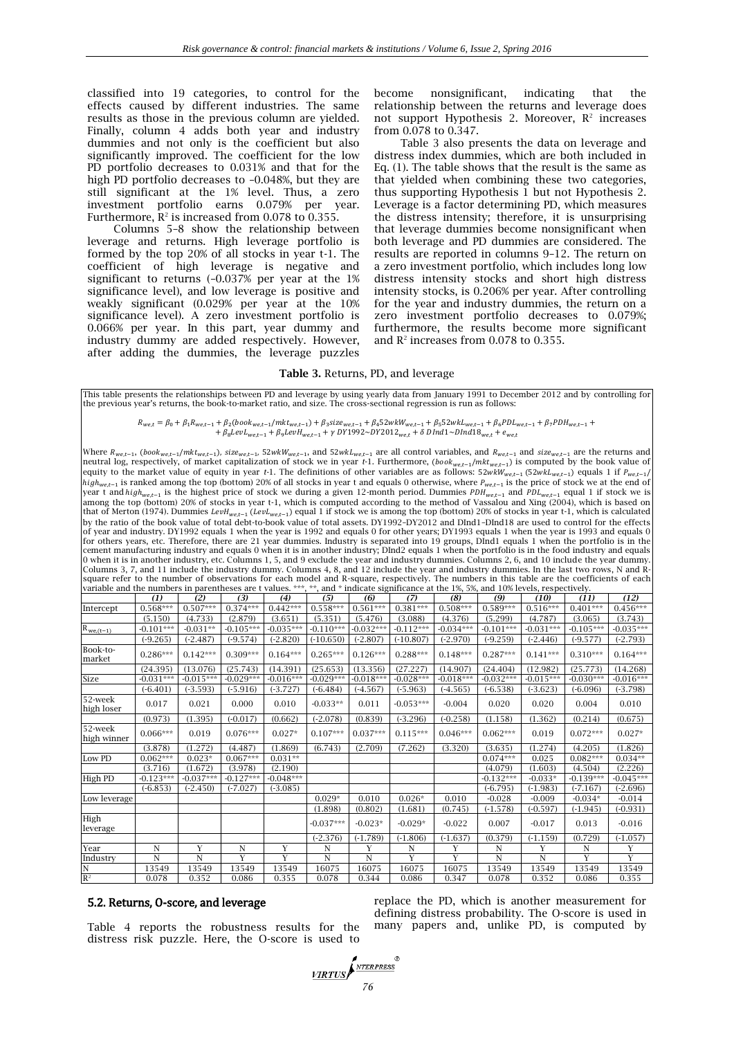classified into 19 categories, to control for the effects caused by different industries. The same results as those in the previous column are yielded. Finally, column 4 adds both year and industry dummies and not only is the coefficient but also significantly improved. The coefficient for the low PD portfolio decreases to 0.031% and that for the high PD portfolio decreases to –0.048%, but they are still significant at the 1% level. Thus, a zero investment portfolio earns 0.079% per year. Furthermore, $R^2$ is increased from 0.078 to 0.355.

Columns 5–8 show the relationship between leverage and returns. High leverage portfolio is formed by the top 20% of all stocks in year t-1. The coefficient of high leverage is negative and significant to returns (–0.037% per year at the 1% significance level), and low leverage is positive and weakly significant (0.029% per year at the 10% significance level). A zero investment portfolio is 0.066% per year. In this part, year dummy and industry dummy are added respectively. However, after adding the dummies, the leverage puzzles become nonsignificant, indicating that the relationship between the returns and leverage does not support Hypothesis 2. Moreover, $R^2$ increases from 0.078 to 0.347.

Table 3 also presents the data on leverage and distress index dummies, which are both included in Eq. (1). The table shows that the result is the same as that yielded when combining these two categories, thus supporting Hypothesis 1 but not Hypothesis 2. Leverage is a factor determining PD, which measures the distress intensity; therefore, it is unsurprising that leverage dummies become nonsignificant when both leverage and PD dummies are considered. The results are reported in columns 9–12. The return on a zero investment portfolio, which includes long low distress intensity stocks and short high distress intensity stocks, is 0.206% per year. After controlling for the year and industry dummies, the return on a zero investment portfolio decreases to 0.079%; furthermore, the results become more significant and $R^2$ increases from 0.078 to 0.355.

**Table 3.** Returns, PD, and leverage

This table presents the relationships between PD and leverage by using yearly data from January 1991 to December 2012 and by controlling for the previous year's returns, the book-to-market ratio, and size. The cross-sectional regression is run as follows:

$$R_{we,t} = \beta_0 + \beta_1 R_{we,t-1} + \beta_2 (book_{we,t-1}/mkt_{we,t-1}) + \beta_3 size_{we,t-1} + \beta_4 52wkW_{we,t-1} + \beta_5 52wkL_{we,t-1} + \beta_6 PDL_{we,t-1} + \beta_7 PDH_{we,t-1} + \beta_8 LevL_{we,t-1} + \beta_9 LevH_{we,t-1} + \gamma\, DY1992{\sim}DY2012_{we,t} + \delta\, DInd1{\sim}DInd18_{we,t} + e_{we,t}$$

Where $R_{we,t-1}$, $(book_{we,t-1}/mkt_{we,t-1})$, $size_{we,t-1}$, $52wkW_{we,t-1}$, and $52wkL_{we,t-1}$ are all control variables, and $R_{we,t-1}$ and $size_{we,t-1}$ are the returns and neutral log, respectively, of market capitalization of stock we in year *t*-1. Furthermore, $(book_{we,t-1}/mkt_{we,t-1})$ is computed by the book value of equity to the market value of equity in year *t*-1. The definitions of other variables are as follows: $52wkW_{we,t-1}$ ($52wkL_{we,t-1}$) equals 1 if $P_{we,t-1}/high_{we,t-1}$ is ranked among the top (bottom) 20% of all stocks in year t and equals 0 otherwise, where $P_{we,t-1}$ is the price of stock we at the end of year t and $high_{we,t-1}$ is the highest price of stock we during a given 12-month period. Dummies $PDH_{we,t-1}$ and $PDL_{we,t-1}$ equal 1 if stock we is among the top (bottom) 20% of stocks in year t-1, which is computed according to the method of Vassalou and Xing (2004), which is based on that of Merton (1974). Dummies $LevH_{we,t-1}$ ($LevL_{we,t-1}$) equal 1 if stock we is among the top (bottom) 20% of stocks in year t-1, which is calculated by the ratio of the book value of total debt-to-book value of total assets. DY1992–DY2012 and DInd1–DInd18 are used to control for the effects of year and industry. DY1992 equals 1 when the year is 1992 and equals 0 for other years; DY1993 equals 1 when the year is 1993 and equals 0 for others years, etc. Therefore, there are 21 year dummies. Industry is separated into 19 groups, DInd1 equals 1 when the portfolio is in the cement manufacturing industry and equals 0 when it is in another industry; DInd2 equals 1 when the portfolio is in the food industry and equals 0 when it is in another industry, etc. Columns 1, 5, and 9 exclude the year and industry dummies. Columns 2, 6, and 10 include the year dummy. Columns 3, 7, and 11 include the industry dummy. Columns 4, 8, and 12 include the year and industry dummies. In the last two rows, N and R-square refer to the number of observations for each model and R-square, respectively. The numbers in this table are the coefficients of each variable and the numbers in parentheses are t values. ***, **, and * indicate significance at the 1%, 5%, and 10% levels, respectively.

| | (1) | (2) | (3) | (4) | (5) | (6) | (7) | (8) | (9) | (10) | (11) | (12) |
|---|---|---|---|---|---|---|---|---|---|---|---|---|
| Intercept | 0.568*** | 0.507*** | 0.374*** | 0.442*** | 0.558*** | 0.561*** | 0.381*** | 0.508*** | 0.589*** | 0.516*** | 0.401*** | 0.456*** |
| | (5.150) | (4.733) | (2.879) | (3.651) | (5.351) | (5.476) | (3.088) | (4.376) | (5.299) | (4.787) | (3.065) | (3.743) |
| $R_{we,(t-1)}$ | -0.101*** | -0.031** | -0.105*** | -0.035*** | -0.110*** | -0.032*** | -0.112*** | -0.034*** | -0.101*** | -0.031*** | -0.105*** | -0.035*** |
| | (-9.265) | (-2.487) | (-9.574) | (-2.820) | (-10.650) | (-2.807) | (-10.807) | (-2.970) | (-9.259) | (-2.446) | (-9.577) | (-2.793) |
| Book-to-market | 0.286*** | 0.142*** | 0.309*** | 0.164*** | 0.265*** | 0.126*** | 0.288*** | 0.148*** | 0.287*** | 0.141*** | 0.310*** | 0.164*** |
| | (24.395) | (13.076) | (25.743) | (14.391) | (25.653) | (13.356) | (27.227) | (14.907) | (24.404) | (12.982) | (25.773) | (14.268) |
| Size | -0.031*** | -0.015*** | -0.029*** | -0.016*** | -0.029*** | -0.018*** | -0.028*** | -0.018*** | -0.032*** | -0.015*** | -0.030*** | -0.016*** |
| | (-6.401) | (-3.593) | (-5.916) | (-3.727) | (-6.484) | (-4.567) | (-5.963) | (-4.565) | (-6.538) | (-3.623) | (-6.096) | (-3.798) |
| 52-week high loser | 0.017 | 0.021 | 0.000 | 0.010 | -0.033** | 0.011 | -0.053*** | -0.004 | 0.020 | 0.020 | 0.004 | 0.010 |
| | (0.973) | (1.395) | (-0.017) | (0.662) | (-2.078) | (0.839) | (-3.296) | (-0.258) | (1.158) | (1.362) | (0.214) | (0.675) |
| 52-week high winner | 0.066*** | 0.019 | 0.076*** | 0.027* | 0.107*** | 0.037*** | 0.115*** | 0.046*** | 0.062*** | 0.019 | 0.072*** | 0.027* |
| | (3.878) | (1.272) | (4.487) | (1.869) | (6.743) | (2.709) | (7.262) | (3.320) | (3.635) | (1.274) | (4.205) | (1.826) |
| Low PD | 0.062*** | 0.023* | 0.067*** | 0.031** | | | | | 0.074*** | 0.025 | 0.082*** | 0.034** |
| | (3.716) | (1.672) | (3.978) | (2.190) | | | | | (4.079) | (1.603) | (4.504) | (2.226) |
| High PD | -0.123*** | -0.037*** | -0.127*** | -0.048*** | | | | | -0.132*** | -0.033* | -0.139*** | -0.045*** |
| | (-6.853) | (-2.450) | (-7.027) | (-3.085) | | | | | (-6.795) | (-1.983) | (-7.167) | (-2.696) |
| Low leverage | | | | | 0.029* | 0.010 | 0.026* | 0.010 | -0.028 | -0.009 | -0.034* | -0.014 |
| | | | | | (1.898) | (0.802) | (1.681) | (0.745) | (-1.578) | (-0.597) | (-1.945) | (-0.931) |
| High leverage | | | | | -0.037*** | -0.023* | -0.029* | -0.022 | 0.007 | -0.017 | 0.013 | -0.016 |
| | | | | | (-2.376) | (-1.789) | (-1.806) | (-1.637) | (0.379) | (-1.159) | (0.729) | (-1.057) |
| Year | N | Y | N | Y | N | Y | N | Y | N | Y | N | Y |
| Industry | N | N | Y | Y | N | N | Y | Y | N | N | Y | Y |
| N | 13549 | 13549 | 13549 | 13549 | 16075 | 16075 | 16075 | 16075 | 13549 | 13549 | 13549 | 13549 |
| $R^2$ | 0.078 | 0.352 | 0.086 | 0.355 | 0.078 | 0.344 | 0.086 | 0.347 | 0.078 | 0.352 | 0.086 | 0.355 |

### 5.2. Returns, O-score, and leverage

Table 4 reports the robustness results for the distress risk puzzle. Here, the O-score is used to replace the PD, which is another measurement for defining distress probability. The O-score is used in many papers and, unlike PD, is computed by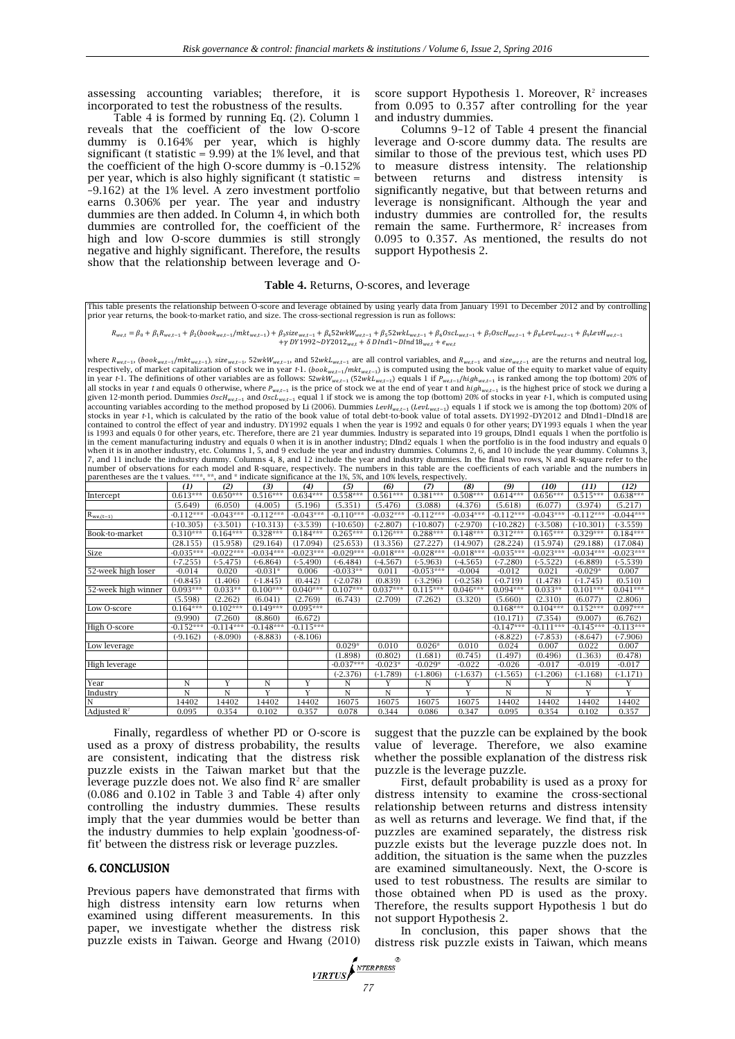assessing accounting variables; therefore, it is incorporated to test the robustness of the results.

Table 4 is formed by running Eq. (2). Column 1 reveals that the coefficient of the low O-score dummy is 0.164% per year, which is highly significant (t statistic = 9.99) at the 1% level, and that the coefficient of the high O-score dummy is –0.152% per year, which is also highly significant (t statistic = –9.162) at the 1% level. A zero investment portfolio earns 0.306% per year. The year and industry dummies are then added. In Column 4, in which both dummies are controlled for, the coefficient of the high and low O-score dummies is still strongly negative and highly significant. Therefore, the results show that the relationship between leverage and O-score support Hypothesis 1. Moreover, $R^2$ increases from 0.095 to 0.357 after controlling for the year and industry dummies.

Columns 9–12 of Table 4 present the financial leverage and O-score dummy data. The results are similar to those of the previous test, which uses PD to measure distress intensity. The relationship between returns and distress intensity is significantly negative, but that between returns and leverage is nonsignificant. Although the year and industry dummies are controlled for, the results remain the same. Furthermore, $R^2$ increases from 0.095 to 0.357. As mentioned, the results do not support Hypothesis 2.

**Table 4.** Returns, O-scores, and leverage

This table presents the relationship between O-score and leverage obtained by using yearly data from January 1991 to December 2012 and by controlling prior year returns, the book-to-market ratio, and size. The cross-sectional regression is run as follows:

$$R_{we,t} = \beta_0 + \beta_1 R_{we,t-1} + \beta_2 (book_{we,t-1}/mkt_{we,t-1}) + \beta_3 size_{we,t-1} + \beta_4 52wkW_{we,t-1} + \beta_5 52wkL_{we,t-1} + \beta_6 OscL_{we,t-1} + \beta_7 OscH_{we,t-1} + \beta_8 LevL_{we,t-1} + \beta_9 LevH_{we,t-1} + \gamma\, DY1992{\sim}DY2012_{we,t} + \delta\, DInd1{\sim}DInd18_{we,t} + e_{we,t}$$

where $R_{we,t-1}$, $(book_{we,t-1}/mkt_{we,t-1})$, $size_{we,t-1}$, $52wkW_{we,t-1}$, and $52wkL_{we,t-1}$ are all control variables, and $R_{we,t-1}$ and $size_{we,t-1}$ are the returns and neutral log, respectively, of market capitalization of stock we in year $t$-1. $(book_{we,t-1}/mkt_{we,t-1})$ is computed using the book value of the equity to market value of equity in year $t$-1. The definitions of other variables are as follows: $52wkW_{we,t-1}$ ($52wkL_{we,t-1}$) equals 1 if $P_{we,t-1}/high_{we,t-1}$ is ranked among the top (bottom) 20% of all stocks in year $t$ and equals 0 otherwise, where $P_{we,t-1}$ is the price of stock we at the end of year t and $high_{we,t-1}$ is the highest price of stock we during a given 12-month period. Dummies $OscH_{we,t-1}$ and $OscL_{we,t-1}$ equal 1 if stock we is among the top (bottom) 20% of stocks in year $t$-1, which is computed using accounting variables according to the method proposed by Li (2006). Dummies $LevH_{we,t-1}$ ($LevL_{we,t-1}$) equals 1 if stock we is among the top (bottom) 20% of stocks in year $t$-1, which is calculated by the ratio of the book value of total debt-to-book value of total assets. DY1992–DY2012 and DInd1–DInd18 are contained to control the effect of year and industry. DY1992 equals 1 when the year is 1992 and equals 0 for other years; DY1993 equals 1 when the year is 1993 and equals 0 for other years, etc. Therefore, there are 21 year dummies. Industry is separated into 19 groups, DInd1 equals 1 when the portfolio is in the cement manufacturing industry and equals 0 when it is in another industry; DInd2 equals 1 when the portfolio is in the food industry and equals 0 when it is in another industry, etc. Columns 1, 5, and 9 exclude the year and industry dummies. Columns 2, 6, and 10 include the year dummies. Columns 3, 7, and 11 include the industry dummy. Columns 4, 8, and 12 include the year and industry dummies. In the final two rows, N and R-square refer to the number of observations for each model and R-square, respectively. The numbers in this table are the coefficients of each variable and the numbers in parentheses are the t values. \*\*\*, \*\*, and \* indicate significance at the 1%, 5%, and 10% levels, respectively.

| | (1) | (2) | (3) | (4) | (5) | (6) | (7) | (8) | (9) | (10) | (11) | (12) |
|---|---|---|---|---|---|---|---|---|---|---|---|---|
| Intercept | 0.613*** | 0.650*** | 0.516*** | 0.634*** | 0.558*** | 0.561*** | 0.381*** | 0.508*** | 0.614*** | 0.656*** | 0.515*** | 0.638*** |
| | (5.649) | (6.050) | (4.005) | (5.196) | (5.351) | (5.476) | (3.088) | (4.376) | (5.618) | (6.077) | (3.974) | (5.217) |
| $R_{we,(t-1)}$ | -0.112*** | -0.043*** | -0.112*** | -0.043*** | -0.110*** | -0.032*** | -0.112*** | -0.034*** | -0.112*** | -0.043*** | -0.112*** | -0.044*** |
| | (-10.305) | (-3.501) | (-10.313) | (-3.539) | (-10.650) | (-2.807) | (-10.807) | (-2.970) | (-10.282) | (-3.508) | (-10.301) | (-3.559) |
| Book-to-market | 0.310*** | 0.164*** | 0.328*** | 0.184*** | 0.265*** | 0.126*** | 0.288*** | 0.148*** | 0.312*** | 0.165*** | 0.329*** | 0.184*** |
| | (28.155) | (15.958) | (29.164) | (17.094) | (25.653) | (13.356) | (27.227) | (14.907) | (28.224) | (15.974) | (29.188) | (17.084) |
| Size | -0.035*** | -0.022*** | -0.034*** | -0.023*** | -0.029*** | -0.018*** | -0.028*** | -0.018*** | -0.035*** | -0.023*** | -0.034*** | -0.023*** |
| | (-7.255) | (-5.475) | (-6.864) | (-5.490) | (-6.484) | (-4.567) | (-5.963) | (-4.565) | (-7.280) | (-5.522) | (-6.889) | (-5.539) |
| 52-week high loser | -0.014 | 0.020 | -0.031* | 0.006 | -0.033** | 0.011 | -0.053*** | -0.004 | -0.012 | 0.021 | -0.029* | 0.007 |
| | (-0.845) | (1.406) | (-1.845) | (0.442) | (-2.078) | (0.839) | (-3.296) | (-0.258) | (-0.719) | (1.478) | (-1.745) | (0.510) |
| 52-week high winner | 0.093*** | 0.033** | 0.100*** | 0.040*** | 0.107*** | 0.037*** | 0.115*** | 0.046*** | 0.094*** | 0.033** | 0.101*** | 0.041*** |
| | (5.598) | (2.262) | (6.041) | (2.769) | (6.743) | (2.709) | (7.262) | (3.320) | (5.660) | (2.310) | (6.077) | (2.806) |
| Low O-score | 0.164*** | 0.102*** | 0.149*** | 0.095*** | | | | | 0.168*** | 0.104*** | 0.152*** | 0.097*** |
| | (9.990) | (7.260) | (8.860) | (6.672) | | | | | (10.171) | (7.354) | (9.007) | (6.762) |
| High O-score | -0.152*** | -0.114*** | -0.148*** | -0.115*** | | | | | -0.147*** | -0.111*** | -0.145*** | -0.113*** |
| | (-9.162) | (-8.090) | (-8.883) | (-8.106) | | | | | (-8.822) | (-7.853) | (-8.647) | (-7.906) |
| Low leverage | | | | | 0.029* | 0.010 | 0.026* | 0.010 | 0.024 | 0.007 | 0.022 | 0.007 |
| | | | | | (1.898) | (0.802) | (1.681) | (0.745) | (1.497) | (0.496) | (1.363) | (0.478) |
| High leverage | | | | | -0.037*** | -0.023* | -0.029* | -0.022 | -0.026 | -0.017 | -0.019 | -0.017 |
| | | | | | (-2.376) | (-1.789) | (-1.806) | (-1.637) | (-1.565) | (-1.206) | (-1.168) | (-1.171) |
| Year | N | Y | N | Y | N | Y | N | Y | N | Y | N | Y |
| Industry | N | N | Y | Y | N | N | Y | Y | N | N | Y | Y |
| N | 14402 | 14402 | 14402 | 14402 | 16075 | 16075 | 16075 | 16075 | 14402 | 14402 | 14402 | 14402 |
| Adjusted $R^2$ | 0.095 | 0.354 | 0.102 | 0.357 | 0.078 | 0.344 | 0.086 | 0.347 | 0.095 | 0.354 | 0.102 | 0.357 |

Finally, regardless of whether PD or O-score is used as a proxy of distress probability, the results are consistent, indicating that the distress risk puzzle exists in the Taiwan market but that the leverage puzzle does not. We also find $R^2$ are smaller (0.086 and 0.102 in Table 3 and Table 4) after only controlling the industry dummies. These results imply that the year dummies would be better than the industry dummies to help explain 'goodness-of-fit' between the distress risk or leverage puzzles.

## 6. CONCLUSION

Previous papers have demonstrated that firms with high distress intensity earn low returns when examined using different measurements. In this paper, we investigate whether the distress risk puzzle exists in Taiwan. George and Hwang (2010) suggest that the puzzle can be explained by the book value of leverage. Therefore, we also examine whether the possible explanation of the distress risk puzzle is the leverage puzzle.

First, default probability is used as a proxy for distress intensity to examine the cross-sectional relationship between returns and distress intensity as well as returns and leverage. We find that, if the puzzles are examined separately, the distress risk puzzle exists but the leverage puzzle does not. In addition, the situation is the same when the puzzles are examined simultaneously. Next, the O-score is used to test robustness. The results are similar to those obtained when PD is used as the proxy. Therefore, the results support Hypothesis 1 but do not support Hypothesis 2.

In conclusion, this paper shows that the distress risk puzzle exists in Taiwan, which means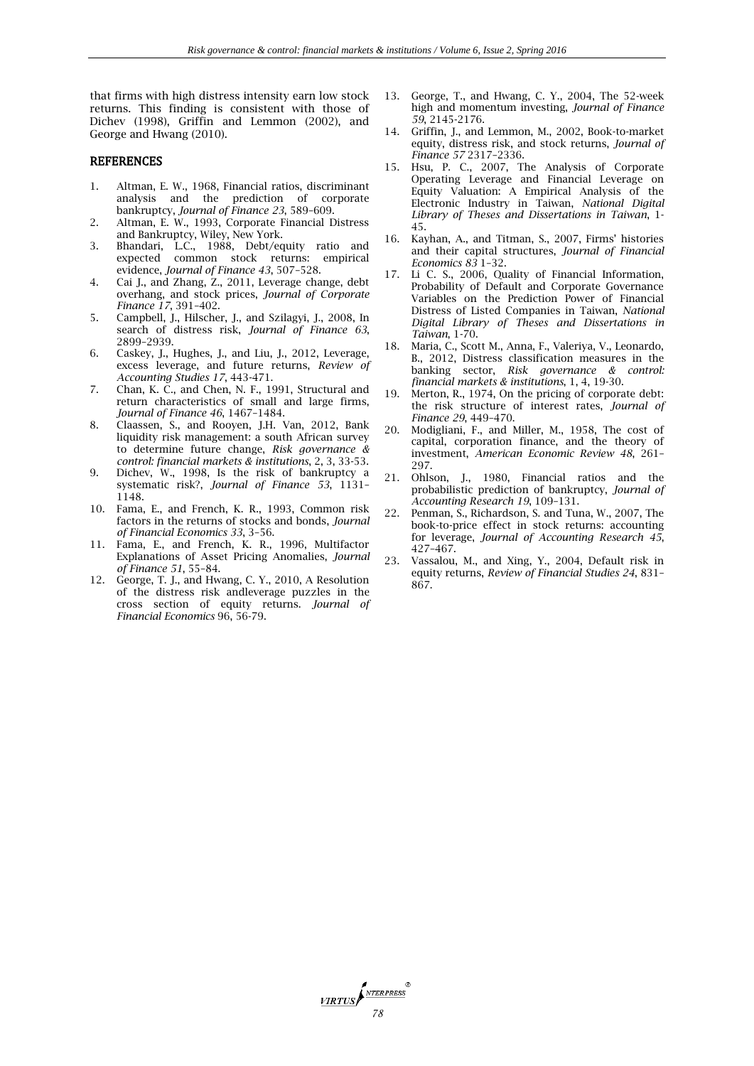that firms with high distress intensity earn low stock returns. This finding is consistent with those of Dichev (1998), Griffin and Lemmon (2002), and George and Hwang (2010).

## REFERENCES

1. Altman, E. W., 1968, Financial ratios, discriminant analysis and the prediction of corporate bankruptcy, *Journal of Finance 23*, 589–609.
2. Altman, E. W., 1993, Corporate Financial Distress and Bankruptcy, Wiley, New York.
3. Bhandari, L.C., 1988, Debt/equity ratio and expected common stock returns: empirical evidence, *Journal of Finance 43*, 507–528.
4. Cai J., and Zhang, Z., 2011, Leverage change, debt overhang, and stock prices, *Journal of Corporate Finance 17*, 391–402.
5. Campbell, J., Hilscher, J., and Szilagyi, J., 2008, In search of distress risk, *Journal of Finance 63*, 2899–2939.
6. Caskey, J., Hughes, J., and Liu, J., 2012, Leverage, excess leverage, and future returns, *Review of Accounting Studies 17*, 443-471.
7. Chan, K. C., and Chen, N. F., 1991, Structural and return characteristics of small and large firms, *Journal of Finance 46*, 1467–1484.
8. Claassen, S., and Rooyen, J.H. Van, 2012, Bank liquidity risk management: a south African survey to determine future change, *Risk governance & control: financial markets & institutions*, 2, 3, 33-53.
9. Dichev, W., 1998, Is the risk of bankruptcy a systematic risk?, *Journal of Finance 53*, 1131–1148.
10. Fama, E., and French, K. R., 1993, Common risk factors in the returns of stocks and bonds, *Journal of Financial Economics 33*, 3–56.
11. Fama, E., and French, K. R., 1996, Multifactor Explanations of Asset Pricing Anomalies, *Journal of Finance 51*, 55–84.
12. George, T. J., and Hwang, C. Y., 2010, A Resolution of the distress risk andleverage puzzles in the cross section of equity returns. *Journal of Financial Economics* 96, 56-79.
13. George, T., and Hwang, C. Y., 2004, The 52-week high and momentum investing, *Journal of Finance 59*, 2145-2176.
14. Griffin, J., and Lemmon, M., 2002, Book-to-market equity, distress risk, and stock returns, *Journal of Finance 57* 2317–2336.
15. Hsu, P. C., 2007, The Analysis of Corporate Operating Leverage and Financial Leverage on Equity Valuation: A Empirical Analysis of the Electronic Industry in Taiwan, *National Digital Library of Theses and Dissertations in Taiwan*, 1-45.
16. Kayhan, A., and Titman, S., 2007, Firms' histories and their capital structures, *Journal of Financial Economics 83* 1–32.
17. Li C. S., 2006, Quality of Financial Information, Probability of Default and Corporate Governance Variables on the Prediction Power of Financial Distress of Listed Companies in Taiwan, *National Digital Library of Theses and Dissertations in Taiwan*, 1-70.
18. Maria, C., Scott M., Anna, F., Valeriya, V., Leonardo, B., 2012, Distress classification measures in the banking sector, *Risk governance & control: financial markets & institutions*, 1, 4, 19-30.
19. Merton, R., 1974, On the pricing of corporate debt: the risk structure of interest rates, *Journal of Finance 29*, 449–470.
20. Modigliani, F., and Miller, M., 1958, The cost of capital, corporation finance, and the theory of investment, *American Economic Review 48*, 261–297.
21. Ohlson, J., 1980, Financial ratios and the probabilistic prediction of bankruptcy, *Journal of Accounting Research 19*, 109–131.
22. Penman, S., Richardson, S. and Tuna, W., 2007, The book-to-price effect in stock returns: accounting for leverage, *Journal of Accounting Research 45*, 427–467.
23. Vassalou, M., and Xing, Y., 2004, Default risk in equity returns, *Review of Financial Studies 24*, 831–867.